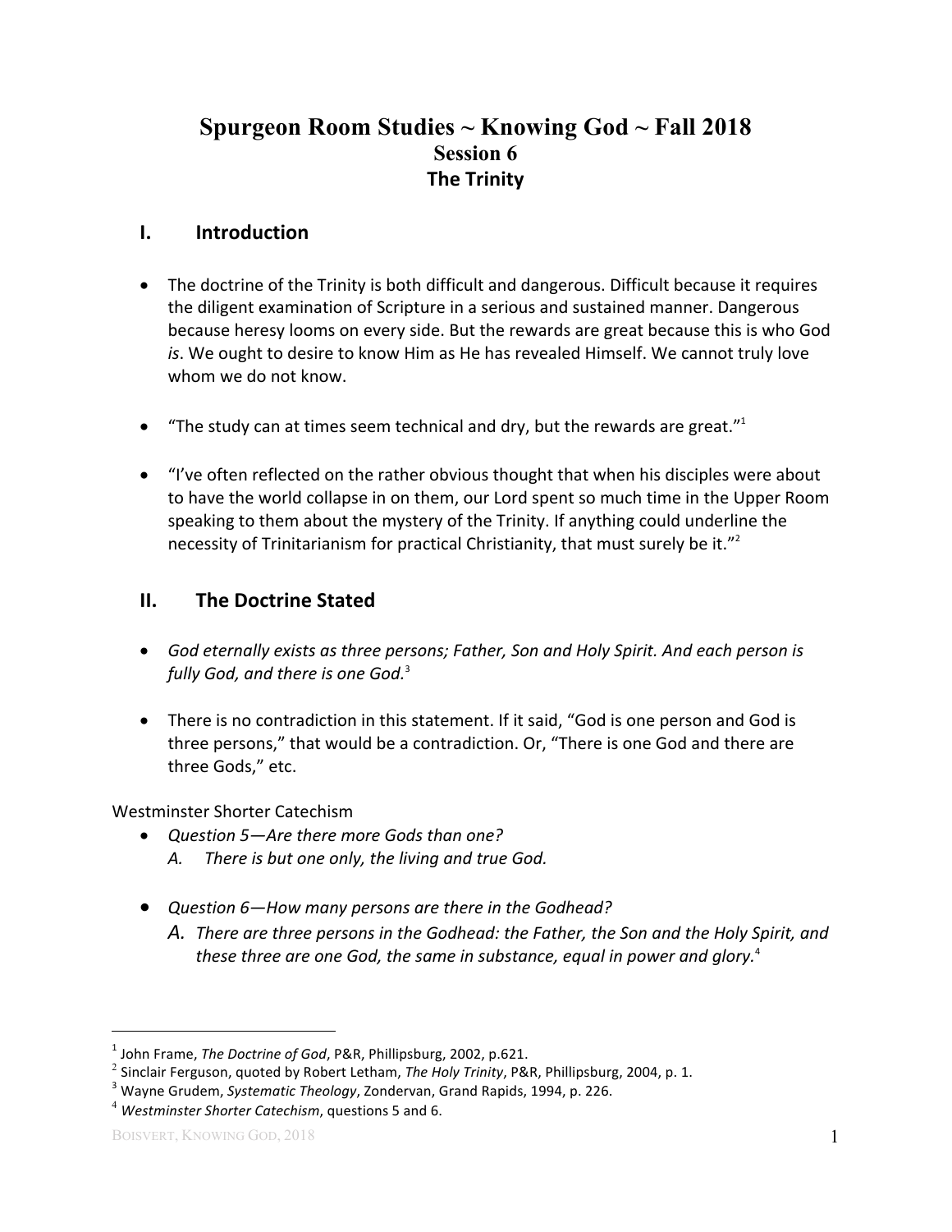# Spurgeon Room Studies ~ Knowing God ~ Fall 2018

## Session 6

## The Trinity

## I. Introduction

- The doctrine of the Trinity is both difficult and dangerous. Difficult because it requires the diligent examination of Scripture in a serious and sustained manner. Dangerous because heresy looms on every side. But the rewards are great because this is who God *is*. We ought to desire to know Him as He has revealed Himself. We cannot truly love whom we do not know.

- "The study can at times seem technical and dry, but the rewards are great."[1]

- "I've often reflected on the rather obvious thought that when his disciples were about to have the world collapse in on them, our Lord spent so much time in the Upper Room speaking to them about the mystery of the Trinity. If anything could underline the necessity of Trinitarianism for practical Christianity, that must surely be it."[2]

## II. The Doctrine Stated

- *God eternally exists as three persons; Father, Son and Holy Spirit. And each person is fully God, and there is one God.*[3]

- There is no contradiction in this statement. If it said, "God is one person and God is three persons," that would be a contradiction. Or, "There is one God and there are three Gods," etc.

Westminster Shorter Catechism

- *Question 5—Are there more Gods than one?*
  *A. There is but one only, the living and true God.*

- *Question 6—How many persons are there in the Godhead?*
  *A. There are three persons in the Godhead: the Father, the Son and the Holy Spirit, and these three are one God, the same in substance, equal in power and glory.*[4]

---

[1] John Frame, *The Doctrine of God*, P&R, Phillipsburg, 2002, p.621.
[2] Sinclair Ferguson, quoted by Robert Letham, *The Holy Trinity*, P&R, Phillipsburg, 2004, p. 1.
[3] Wayne Grudem, *Systematic Theology*, Zondervan, Grand Rapids, 1994, p. 226.
[4] *Westminster Shorter Catechism*, questions 5 and 6.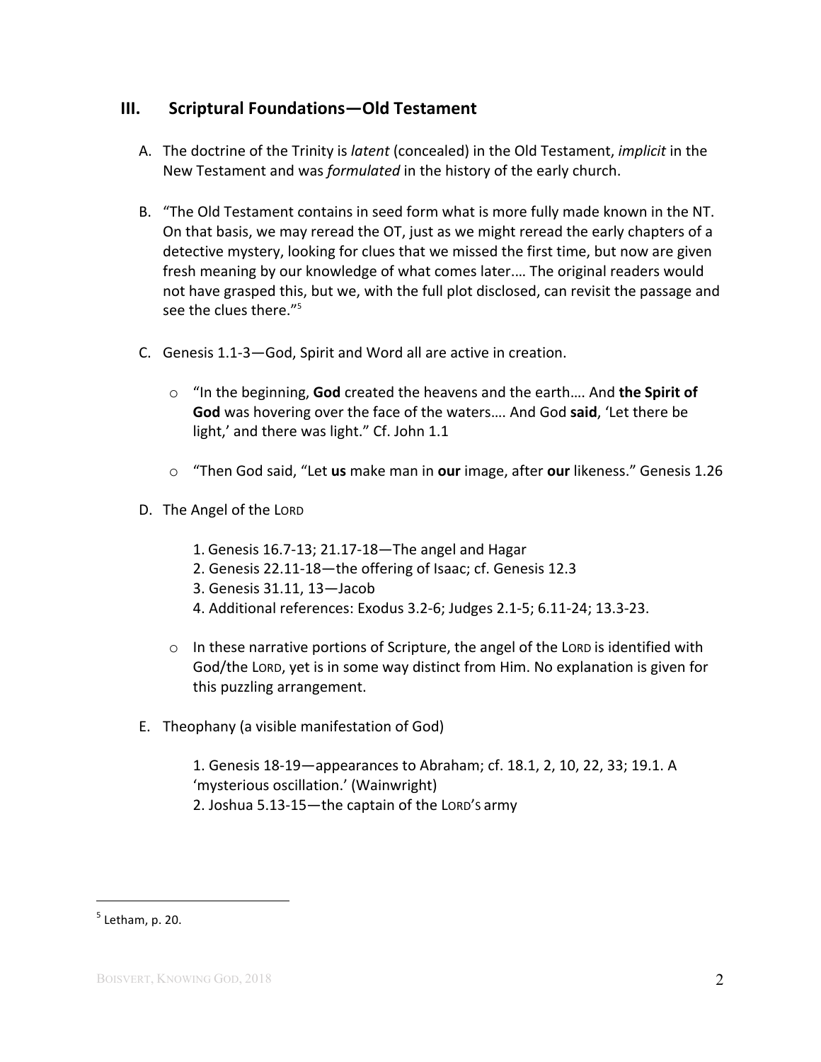## III. Scriptural Foundations—Old Testament

A. The doctrine of the Trinity is *latent* (concealed) in the Old Testament, *implicit* in the New Testament and was *formulated* in the history of the early church.

B. "The Old Testament contains in seed form what is more fully made known in the NT. On that basis, we may reread the OT, just as we might reread the early chapters of a detective mystery, looking for clues that we missed the first time, but now are given fresh meaning by our knowledge of what comes later.... The original readers would not have grasped this, but we, with the full plot disclosed, can revisit the passage and see the clues there."[5]

C. Genesis 1.1-3—God, Spirit and Word all are active in creation.

- "In the beginning, **God** created the heavens and the earth.... And **the Spirit of God** was hovering over the face of the waters.... And God **said**, 'Let there be light,' and there was light." Cf. John 1.1
- "Then God said, "Let **us** make man in **our** image, after **our** likeness." Genesis 1.26

D. The Angel of the LORD

1. Genesis 16.7-13; 21.17-18—The angel and Hagar
2. Genesis 22.11-18—the offering of Isaac; cf. Genesis 12.3
3. Genesis 31.11, 13—Jacob
4. Additional references: Exodus 3.2-6; Judges 2.1-5; 6.11-24; 13.3-23.

- In these narrative portions of Scripture, the angel of the LORD is identified with God/the LORD, yet is in some way distinct from Him. No explanation is given for this puzzling arrangement.

E. Theophany (a visible manifestation of God)

1. Genesis 18-19—appearances to Abraham; cf. 18.1, 2, 10, 22, 33; 19.1. A 'mysterious oscillation.' (Wainwright)
2. Joshua 5.13-15—the captain of the LORD'S army

---

[5] Letham, p. 20.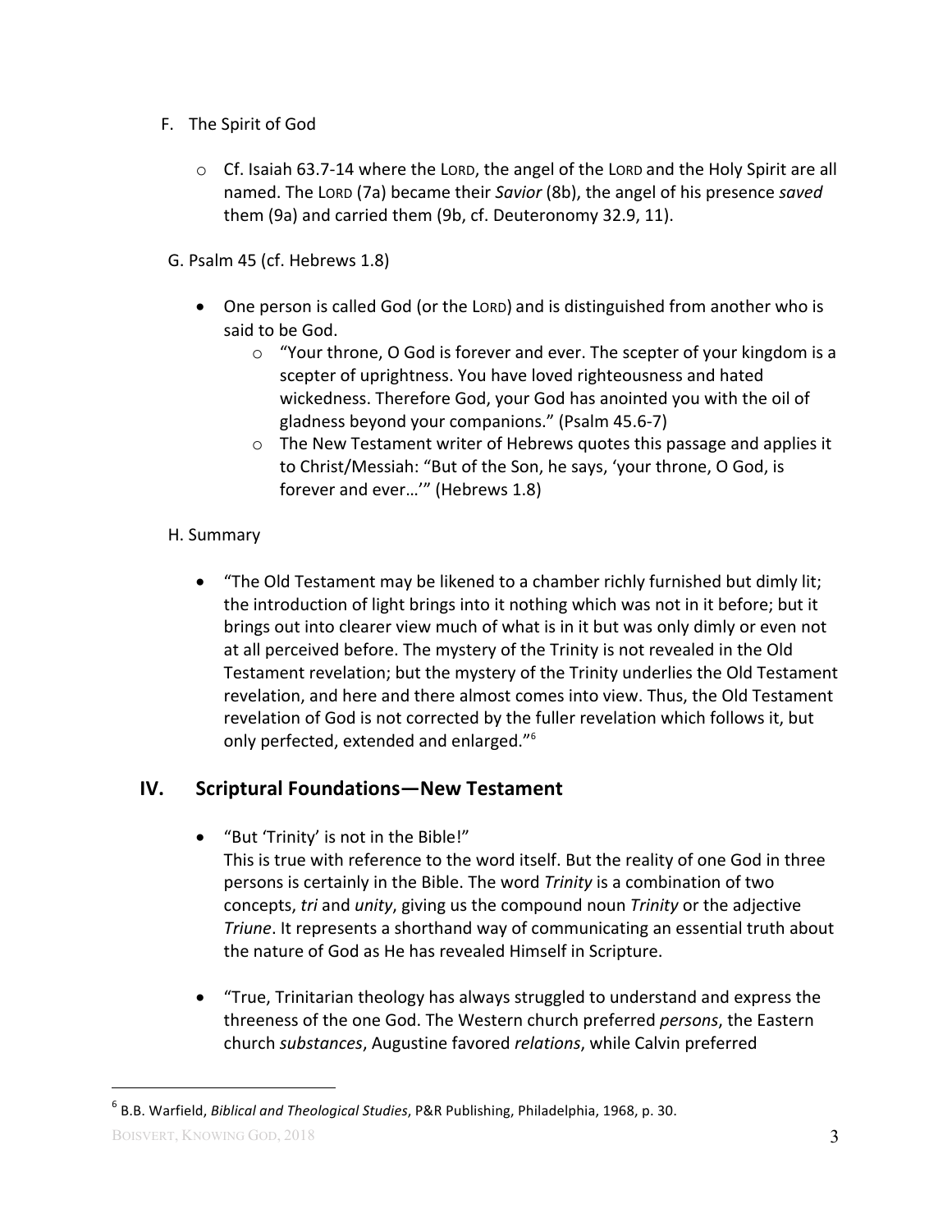F. The Spirit of God

- Cf. Isaiah 63.7-14 where the LORD, the angel of the LORD and the Holy Spirit are all named. The LORD (7a) became their *Savior* (8b), the angel of his presence *saved* them (9a) and carried them (9b, cf. Deuteronomy 32.9, 11).

G. Psalm 45 (cf. Hebrews 1.8)

- One person is called God (or the LORD) and is distinguished from another who is said to be God.
  - "Your throne, O God is forever and ever. The scepter of your kingdom is a scepter of uprightness. You have loved righteousness and hated wickedness. Therefore God, your God has anointed you with the oil of gladness beyond your companions." (Psalm 45.6-7)
  - The New Testament writer of Hebrews quotes this passage and applies it to Christ/Messiah: "But of the Son, he says, 'your throne, O God, is forever and ever…'" (Hebrews 1.8)

H. Summary

- "The Old Testament may be likened to a chamber richly furnished but dimly lit; the introduction of light brings into it nothing which was not in it before; but it brings out into clearer view much of what is in it but was only dimly or even not at all perceived before. The mystery of the Trinity is not revealed in the Old Testament revelation; but the mystery of the Trinity underlies the Old Testament revelation, and here and there almost comes into view. Thus, the Old Testament revelation of God is not corrected by the fuller revelation which follows it, but only perfected, extended and enlarged."[6]

## IV. Scriptural Foundations—New Testament

- "But 'Trinity' is not in the Bible!"
  This is true with reference to the word itself. But the reality of one God in three persons is certainly in the Bible. The word *Trinity* is a combination of two concepts, *tri* and *unity*, giving us the compound noun *Trinity* or the adjective *Triune*. It represents a shorthand way of communicating an essential truth about the nature of God as He has revealed Himself in Scripture.

- "True, Trinitarian theology has always struggled to understand and express the threeness of the one God. The Western church preferred *persons*, the Eastern church *substances*, Augustine favored *relations*, while Calvin preferred

---

[6] B.B. Warfield, *Biblical and Theological Studies*, P&R Publishing, Philadelphia, 1968, p. 30.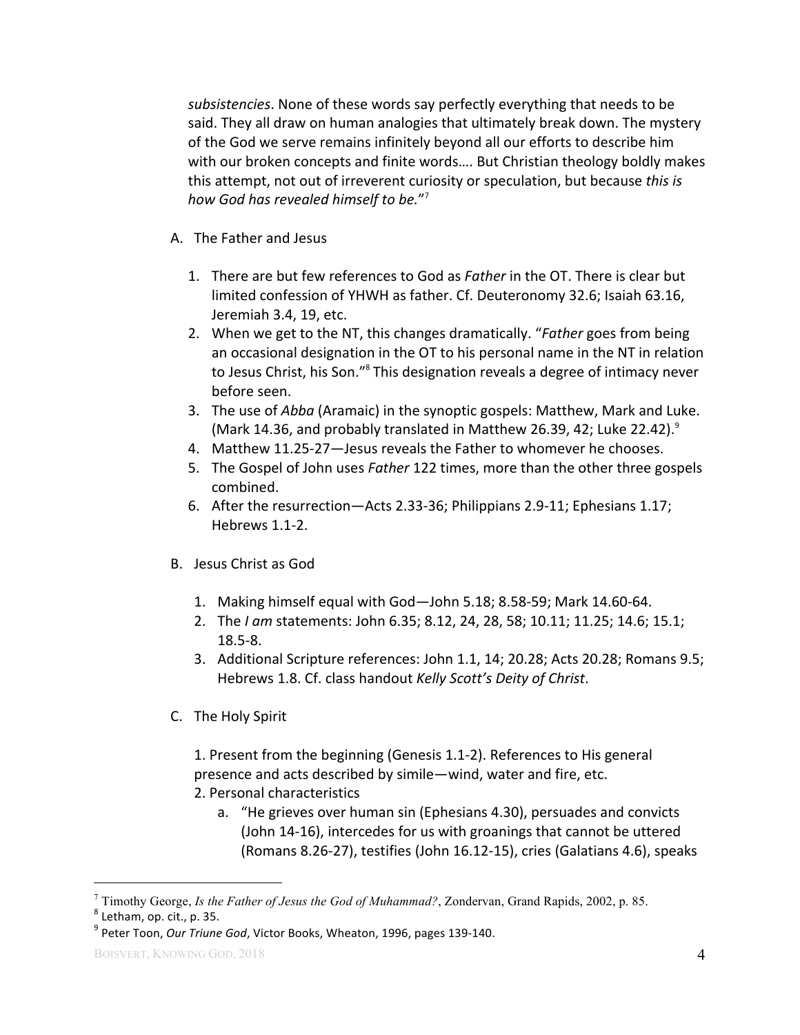*subsistencies*. None of these words say perfectly everything that needs to be said. They all draw on human analogies that ultimately break down. The mystery of the God we serve remains infinitely beyond all our efforts to describe him with our broken concepts and finite words…. But Christian theology boldly makes this attempt, not out of irreverent curiosity or speculation, but because *this is how God has revealed himself to be.*"[7]

A. The Father and Jesus

   1. There are but few references to God as *Father* in the OT. There is clear but limited confession of YHWH as father. Cf. Deuteronomy 32.6; Isaiah 63.16, Jeremiah 3.4, 19, etc.
   2. When we get to the NT, this changes dramatically. "*Father* goes from being an occasional designation in the OT to his personal name in the NT in relation to Jesus Christ, his Son."[8] This designation reveals a degree of intimacy never before seen.
   3. The use of *Abba* (Aramaic) in the synoptic gospels: Matthew, Mark and Luke. (Mark 14.36, and probably translated in Matthew 26.39, 42; Luke 22.42).[9]
   4. Matthew 11.25-27—Jesus reveals the Father to whomever he chooses.
   5. The Gospel of John uses *Father* 122 times, more than the other three gospels combined.
   6. After the resurrection—Acts 2.33-36; Philippians 2.9-11; Ephesians 1.17; Hebrews 1.1-2.

B. Jesus Christ as God

   1. Making himself equal with God—John 5.18; 8.58-59; Mark 14.60-64.
   2. The *I am* statements: John 6.35; 8.12, 24, 28, 58; 10.11; 11.25; 14.6; 15.1; 18.5-8.
   3. Additional Scripture references: John 1.1, 14; 20.28; Acts 20.28; Romans 9.5; Hebrews 1.8. Cf. class handout *Kelly Scott's Deity of Christ*.

C. The Holy Spirit

   1. Present from the beginning (Genesis 1.1-2). References to His general presence and acts described by simile—wind, water and fire, etc.
   2. Personal characteristics
      a. "He grieves over human sin (Ephesians 4.30), persuades and convicts (John 14-16), intercedes for us with groanings that cannot be uttered (Romans 8.26-27), testifies (John 16.12-15), cries (Galatians 4.6), speaks

---

[7] Timothy George, *Is the Father of Jesus the God of Muhammad?*, Zondervan, Grand Rapids, 2002, p. 85.
[8] Letham, op. cit., p. 35.
[9] Peter Toon, *Our Triune God*, Victor Books, Wheaton, 1996, pages 139-140.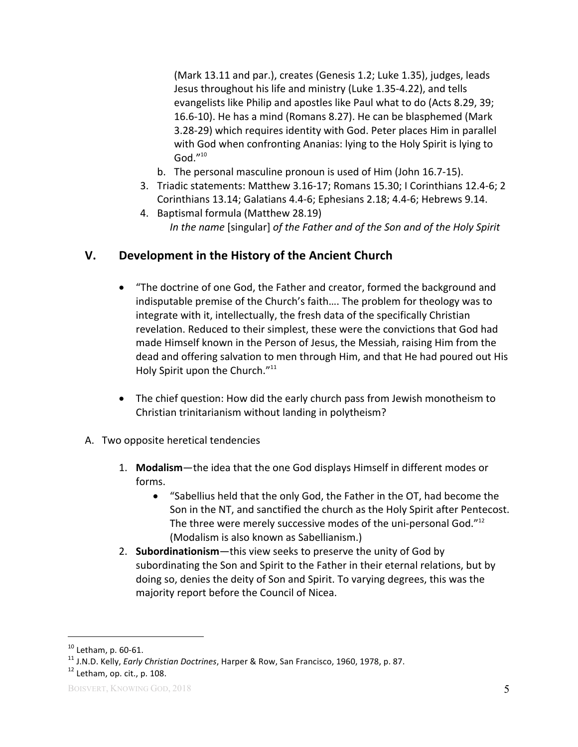(Mark 13.11 and par.), creates (Genesis 1.2; Luke 1.35), judges, leads Jesus throughout his life and ministry (Luke 1.35-4.22), and tells evangelists like Philip and apostles like Paul what to do (Acts 8.29, 39; 16.6-10). He has a mind (Romans 8.27). He can be blasphemed (Mark 3.28-29) which requires identity with God. Peter places Him in parallel with God when confronting Ananias: lying to the Holy Spirit is lying to God."[10]

   b. The personal masculine pronoun is used of Him (John 16.7-15).

3. Triadic statements: Matthew 3.16-17; Romans 15.30; I Corinthians 12.4-6; 2 Corinthians 13.14; Galatians 4.4-6; Ephesians 2.18; 4.4-6; Hebrews 9.14.
4. Baptismal formula (Matthew 28.19)
   *In the name* [singular] *of the Father and of the Son and of the Holy Spirit*

## V. Development in the History of the Ancient Church

- "The doctrine of one God, the Father and creator, formed the background and indisputable premise of the Church's faith…. The problem for theology was to integrate with it, intellectually, the fresh data of the specifically Christian revelation. Reduced to their simplest, these were the convictions that God had made Himself known in the Person of Jesus, the Messiah, raising Him from the dead and offering salvation to men through Him, and that He had poured out His Holy Spirit upon the Church."[11]

- The chief question: How did the early church pass from Jewish monotheism to Christian trinitarianism without landing in polytheism?

A. Two opposite heretical tendencies

   1. **Modalism**—the idea that the one God displays Himself in different modes or forms.
      - "Sabellius held that the only God, the Father in the OT, had become the Son in the NT, and sanctified the church as the Holy Spirit after Pentecost. The three were merely successive modes of the uni-personal God."[12] (Modalism is also known as Sabellianism.)
   2. **Subordinationism**—this view seeks to preserve the unity of God by subordinating the Son and Spirit to the Father in their eternal relations, but by doing so, denies the deity of Son and Spirit. To varying degrees, this was the majority report before the Council of Nicea.

---

[10] Letham, p. 60-61.
[11] J.N.D. Kelly, *Early Christian Doctrines*, Harper & Row, San Francisco, 1960, 1978, p. 87.
[12] Letham, op. cit., p. 108.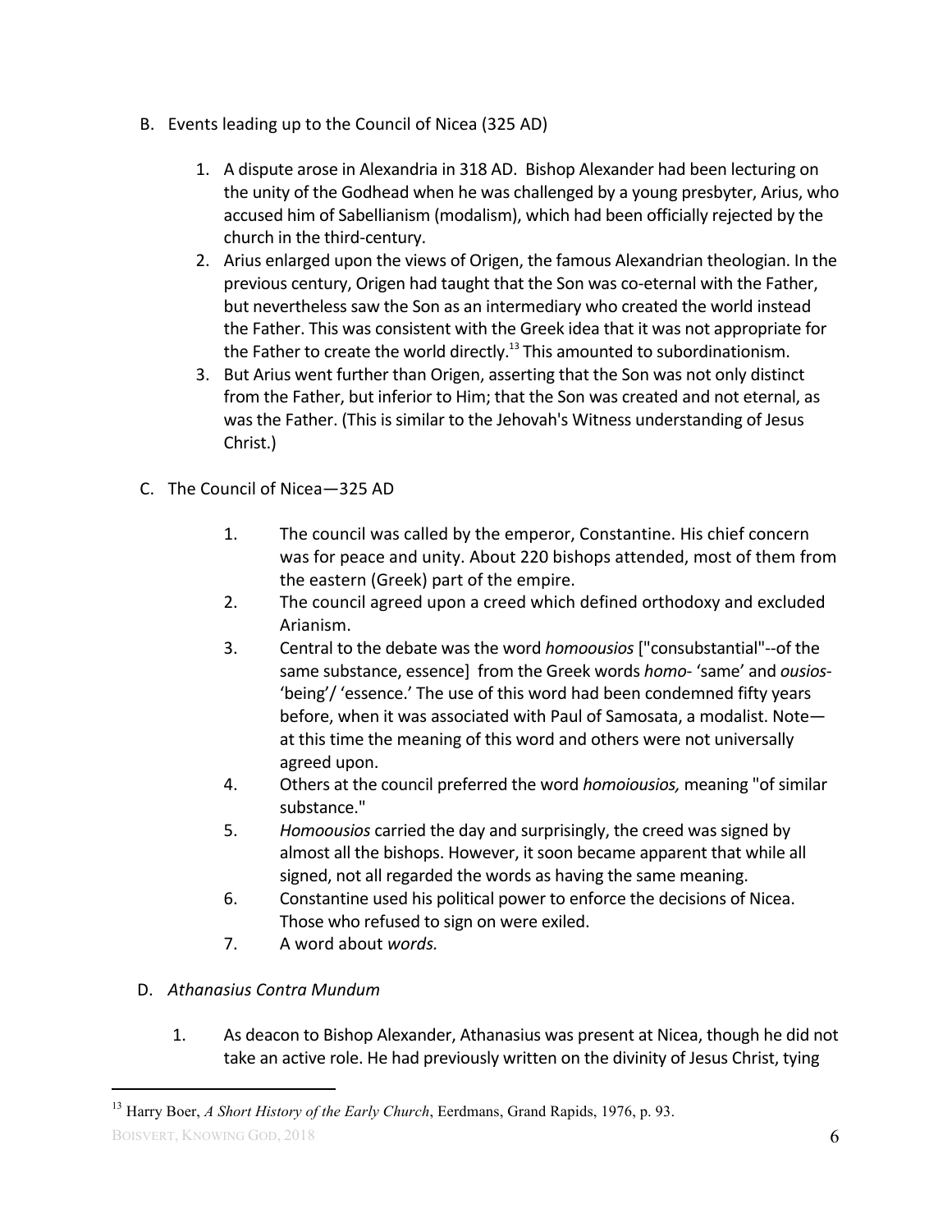B. Events leading up to the Council of Nicea (325 AD)

1. A dispute arose in Alexandria in 318 AD. Bishop Alexander had been lecturing on the unity of the Godhead when he was challenged by a young presbyter, Arius, who accused him of Sabellianism (modalism), which had been officially rejected by the church in the third-century.
2. Arius enlarged upon the views of Origen, the famous Alexandrian theologian. In the previous century, Origen had taught that the Son was co-eternal with the Father, but nevertheless saw the Son as an intermediary who created the world instead the Father. This was consistent with the Greek idea that it was not appropriate for the Father to create the world directly.[13] This amounted to subordinationism.
3. But Arius went further than Origen, asserting that the Son was not only distinct from the Father, but inferior to Him; that the Son was created and not eternal, as was the Father. (This is similar to the Jehovah's Witness understanding of Jesus Christ.)

C. The Council of Nicea—325 AD

1. The council was called by the emperor, Constantine. His chief concern was for peace and unity. About 220 bishops attended, most of them from the eastern (Greek) part of the empire.
2. The council agreed upon a creed which defined orthodoxy and excluded Arianism.
3. Central to the debate was the word *homoousios* ["consubstantial"--of the same substance, essence] from the Greek words *homo-* 'same' and *ousios-* 'being'/ 'essence.' The use of this word had been condemned fifty years before, when it was associated with Paul of Samosata, a modalist. Note—at this time the meaning of this word and others were not universally agreed upon.
4. Others at the council preferred the word *homoiousios,* meaning "of similar substance."
5. *Homoousios* carried the day and surprisingly, the creed was signed by almost all the bishops. However, it soon became apparent that while all signed, not all regarded the words as having the same meaning.
6. Constantine used his political power to enforce the decisions of Nicea. Those who refused to sign on were exiled.
7. A word about *words.*

D. *Athanasius Contra Mundum*

1. As deacon to Bishop Alexander, Athanasius was present at Nicea, though he did not take an active role. He had previously written on the divinity of Jesus Christ, tying

---

[13] Harry Boer, *A Short History of the Early Church*, Eerdmans, Grand Rapids, 1976, p. 93.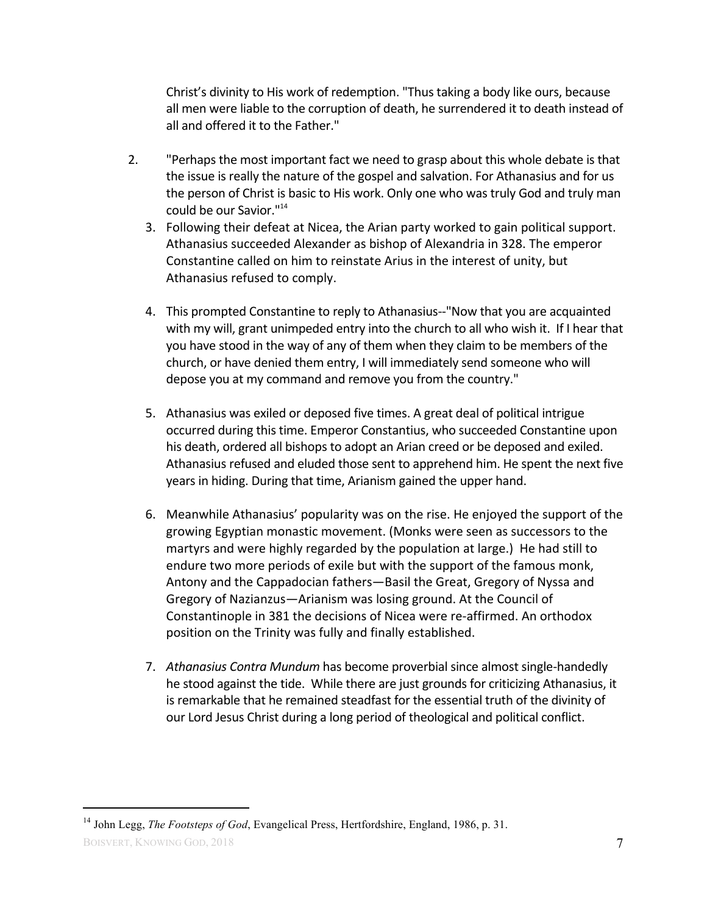Christ's divinity to His work of redemption. "Thus taking a body like ours, because all men were liable to the corruption of death, he surrendered it to death instead of all and offered it to the Father."

2. "Perhaps the most important fact we need to grasp about this whole debate is that the issue is really the nature of the gospel and salvation. For Athanasius and for us the person of Christ is basic to His work. Only one who was truly God and truly man could be our Savior."[14]

3. Following their defeat at Nicea, the Arian party worked to gain political support. Athanasius succeeded Alexander as bishop of Alexandria in 328. The emperor Constantine called on him to reinstate Arius in the interest of unity, but Athanasius refused to comply.

4. This prompted Constantine to reply to Athanasius--"Now that you are acquainted with my will, grant unimpeded entry into the church to all who wish it. If I hear that you have stood in the way of any of them when they claim to be members of the church, or have denied them entry, I will immediately send someone who will depose you at my command and remove you from the country."

5. Athanasius was exiled or deposed five times. A great deal of political intrigue occurred during this time. Emperor Constantius, who succeeded Constantine upon his death, ordered all bishops to adopt an Arian creed or be deposed and exiled. Athanasius refused and eluded those sent to apprehend him. He spent the next five years in hiding. During that time, Arianism gained the upper hand.

6. Meanwhile Athanasius' popularity was on the rise. He enjoyed the support of the growing Egyptian monastic movement. (Monks were seen as successors to the martyrs and were highly regarded by the population at large.) He had still to endure two more periods of exile but with the support of the famous monk, Antony and the Cappadocian fathers—Basil the Great, Gregory of Nyssa and Gregory of Nazianzus—Arianism was losing ground. At the Council of Constantinople in 381 the decisions of Nicea were re-affirmed. An orthodox position on the Trinity was fully and finally established.

7. *Athanasius Contra Mundum* has become proverbial since almost single-handedly he stood against the tide. While there are just grounds for criticizing Athanasius, it is remarkable that he remained steadfast for the essential truth of the divinity of our Lord Jesus Christ during a long period of theological and political conflict.

---

[14] John Legg, *The Footsteps of God*, Evangelical Press, Hertfordshire, England, 1986, p. 31.